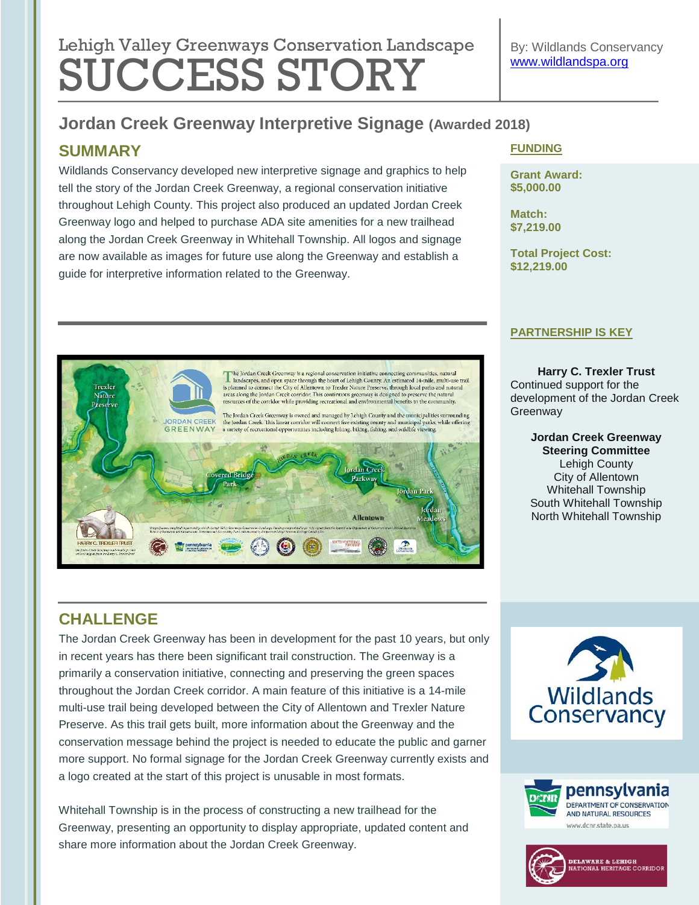Lehigh Valley Greenways Conservation Landscape

# SUCCESS STORY

By: Wildlands Conservancy
www.wildlandspa.org

## Jordan Creek Greenway Interpretive Signage (Awarded 2018)

### SUMMARY

Wildlands Conservancy developed new interpretive signage and graphics to help tell the story of the Jordan Creek Greenway, a regional conservation initiative throughout Lehigh County. This project also produced an updated Jordan Creek Greenway logo and helped to purchase ADA site amenities for a new trailhead along the Jordan Creek Greenway in Whitehall Township. All logos and signage are now available as images for future use along the Greenway and establish a guide for interpretive information related to the Greenway.

### CHALLENGE

The Jordan Creek Greenway has been in development for the past 10 years, but only in recent years has there been significant trail construction. The Greenway is a primarily a conservation initiative, connecting and preserving the green spaces throughout the Jordan Creek corridor. A main feature of this initiative is a 14-mile multi-use trail being developed between the City of Allentown and Trexler Nature Preserve. As this trail gets built, more information about the Greenway and the conservation message behind the project is needed to educate the public and garner more support. No formal signage for the Jordan Creek Greenway currently exists and a logo created at the start of this project is unusable in most formats.

Whitehall Township is in the process of constructing a new trailhead for the Greenway, presenting an opportunity to display appropriate, updated content and share more information about the Jordan Creek Greenway.

### FUNDING

**Grant Award:**
**$5,000.00**

**Match:**
**$7,219.00**

**Total Project Cost:**
**$12,219.00**

### PARTNERSHIP IS KEY

**Harry C. Trexler Trust**
Continued support for the development of the Jordan Creek Greenway

**Jordan Creek Greenway Steering Committee**
Lehigh County
City of Allentown
Whitehall Township
South Whitehall Township
North Whitehall Township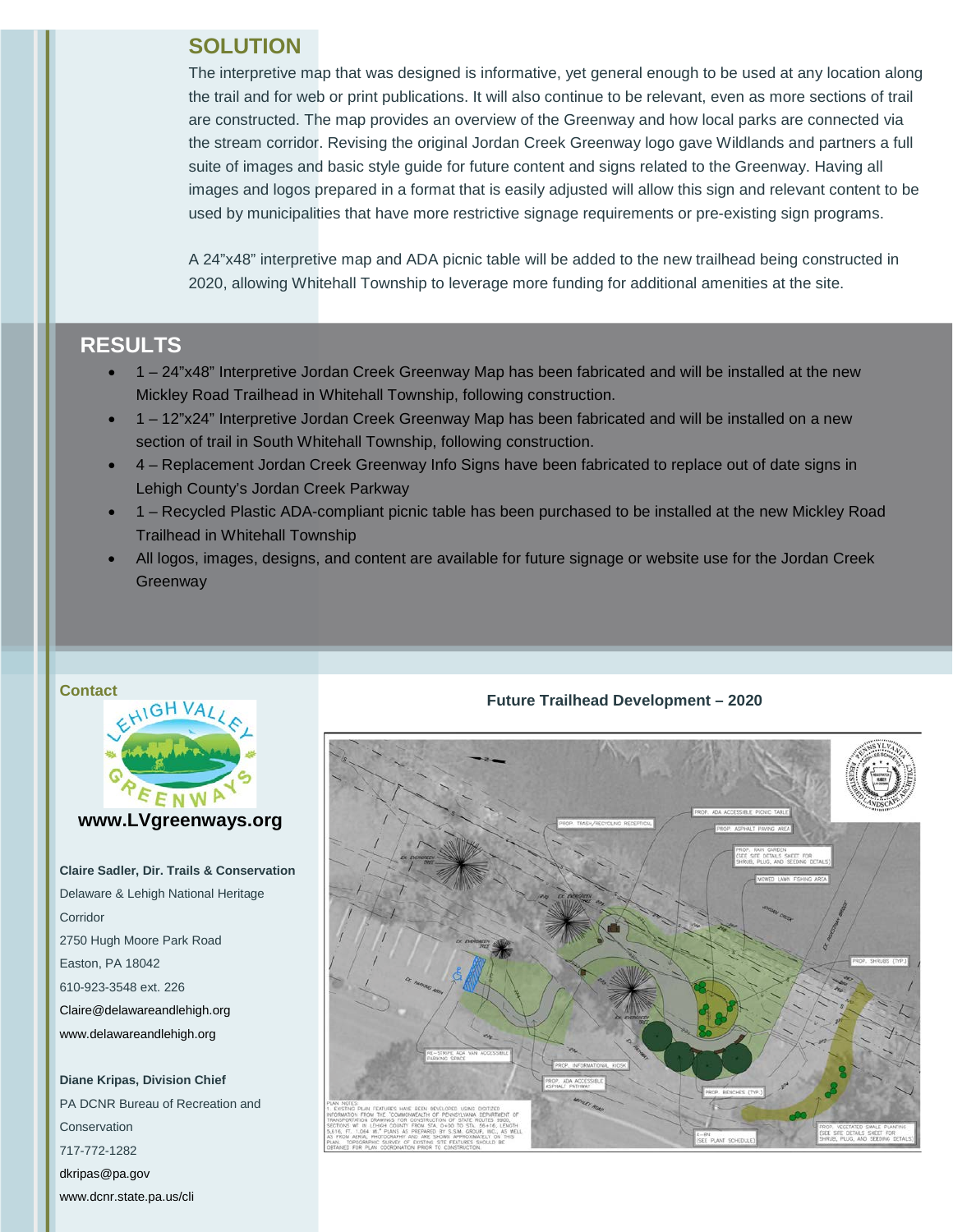## SOLUTION

The interpretive map that was designed is informative, yet general enough to be used at any location along the trail and for web or print publications. It will also continue to be relevant, even as more sections of trail are constructed. The map provides an overview of the Greenway and how local parks are connected via the stream corridor. Revising the original Jordan Creek Greenway logo gave Wildlands and partners a full suite of images and basic style guide for future content and signs related to the Greenway. Having all images and logos prepared in a format that is easily adjusted will allow this sign and relevant content to be used by municipalities that have more restrictive signage requirements or pre-existing sign programs.

A 24"x48" interpretive map and ADA picnic table will be added to the new trailhead being constructed in 2020, allowing Whitehall Township to leverage more funding for additional amenities at the site.

## RESULTS

- 1 – 24"x48" Interpretive Jordan Creek Greenway Map has been fabricated and will be installed at the new Mickley Road Trailhead in Whitehall Township, following construction.
- 1 – 12"x24" Interpretive Jordan Creek Greenway Map has been fabricated and will be installed on a new section of trail in South Whitehall Township, following construction.
- 4 – Replacement Jordan Creek Greenway Info Signs have been fabricated to replace out of date signs in Lehigh County's Jordan Creek Parkway
- 1 – Recycled Plastic ADA-compliant picnic table has been purchased to be installed at the new Mickley Road Trailhead in Whitehall Township
- All logos, images, designs, and content are available for future signage or website use for the Jordan Creek Greenway

**Contact**

**www.LVgreenways.org**

**Claire Sadler, Dir. Trails & Conservation**
Delaware & Lehigh National Heritage Corridor
2750 Hugh Moore Park Road
Easton, PA 18042
610-923-3548 ext. 226
Claire@delawareandlehigh.org
www.delawareandlehigh.org

**Diane Kripas, Division Chief**
PA DCNR Bureau of Recreation and Conservation
717-772-1282
dkripas@pa.gov
www.dcnr.state.pa.us/cli

**Future Trailhead Development – 2020**